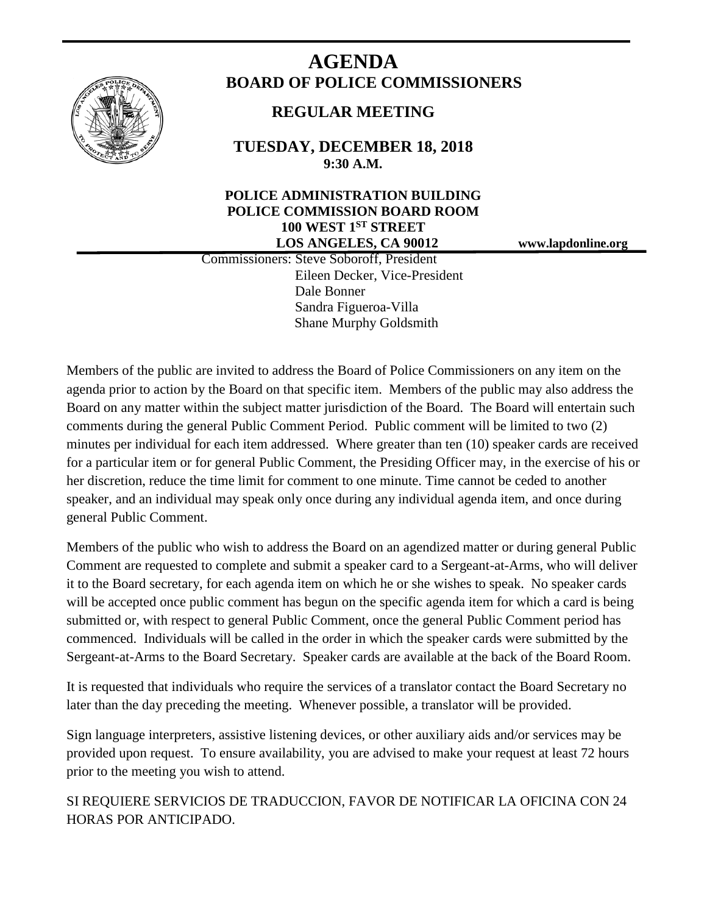# AGENDA

## BOARD OF POLICE COMMISSIONERS

### REGULAR MEETING

**TUESDAY, DECEMBER 18, 2018**
**9:30 A.M.**

**POLICE ADMINISTRATION BUILDING**
**POLICE COMMISSION BOARD ROOM**
**100 WEST 1ST STREET**
**LOS ANGELES, CA 90012**

**www.lapdonline.org**

Commissioners: Steve Soboroff, President
Eileen Decker, Vice-President
Dale Bonner
Sandra Figueroa-Villa
Shane Murphy Goldsmith

Members of the public are invited to address the Board of Police Commissioners on any item on the agenda prior to action by the Board on that specific item. Members of the public may also address the Board on any matter within the subject matter jurisdiction of the Board. The Board will entertain such comments during the general Public Comment Period. Public comment will be limited to two (2) minutes per individual for each item addressed. Where greater than ten (10) speaker cards are received for a particular item or for general Public Comment, the Presiding Officer may, in the exercise of his or her discretion, reduce the time limit for comment to one minute. Time cannot be ceded to another speaker, and an individual may speak only once during any individual agenda item, and once during general Public Comment.

Members of the public who wish to address the Board on an agendized matter or during general Public Comment are requested to complete and submit a speaker card to a Sergeant-at-Arms, who will deliver it to the Board secretary, for each agenda item on which he or she wishes to speak. No speaker cards will be accepted once public comment has begun on the specific agenda item for which a card is being submitted or, with respect to general Public Comment, once the general Public Comment period has commenced. Individuals will be called in the order in which the speaker cards were submitted by the Sergeant-at-Arms to the Board Secretary. Speaker cards are available at the back of the Board Room.

It is requested that individuals who require the services of a translator contact the Board Secretary no later than the day preceding the meeting. Whenever possible, a translator will be provided.

Sign language interpreters, assistive listening devices, or other auxiliary aids and/or services may be provided upon request. To ensure availability, you are advised to make your request at least 72 hours prior to the meeting you wish to attend.

SI REQUIERE SERVICIOS DE TRADUCCION, FAVOR DE NOTIFICAR LA OFICINA CON 24 HORAS POR ANTICIPADO.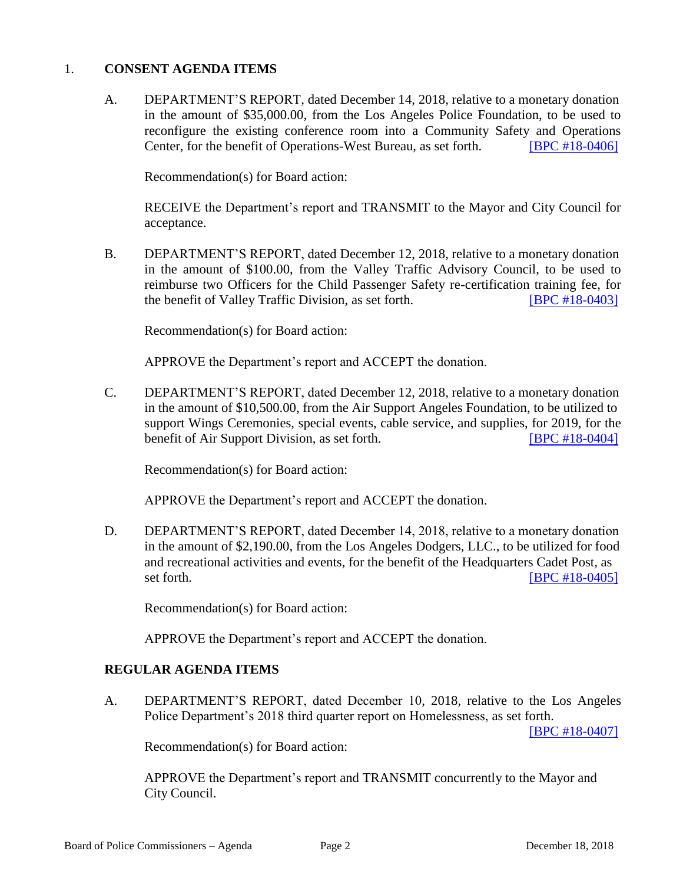1. **CONSENT AGENDA ITEMS**

A. DEPARTMENT'S REPORT, dated December 14, 2018, relative to a monetary donation in the amount of $35,000.00, from the Los Angeles Police Foundation, to be used to reconfigure the existing conference room into a Community Safety and Operations Center, for the benefit of Operations-West Bureau, as set forth. [BPC #18-0406]

Recommendation(s) for Board action:

RECEIVE the Department's report and TRANSMIT to the Mayor and City Council for acceptance.

B. DEPARTMENT'S REPORT, dated December 12, 2018, relative to a monetary donation in the amount of $100.00, from the Valley Traffic Advisory Council, to be used to reimburse two Officers for the Child Passenger Safety re-certification training fee, for the benefit of Valley Traffic Division, as set forth. [BPC #18-0403]

Recommendation(s) for Board action:

APPROVE the Department's report and ACCEPT the donation.

C. DEPARTMENT'S REPORT, dated December 12, 2018, relative to a monetary donation in the amount of $10,500.00, from the Air Support Angeles Foundation, to be utilized to support Wings Ceremonies, special events, cable service, and supplies, for 2019, for the benefit of Air Support Division, as set forth. [BPC #18-0404]

Recommendation(s) for Board action:

APPROVE the Department's report and ACCEPT the donation.

D. DEPARTMENT'S REPORT, dated December 14, 2018, relative to a monetary donation in the amount of $2,190.00, from the Los Angeles Dodgers, LLC., to be utilized for food and recreational activities and events, for the benefit of the Headquarters Cadet Post, as set forth. [BPC #18-0405]

Recommendation(s) for Board action:

APPROVE the Department's report and ACCEPT the donation.

**REGULAR AGENDA ITEMS**

A. DEPARTMENT'S REPORT, dated December 10, 2018, relative to the Los Angeles Police Department's 2018 third quarter report on Homelessness, as set forth. [BPC #18-0407]

Recommendation(s) for Board action:

APPROVE the Department's report and TRANSMIT concurrently to the Mayor and City Council.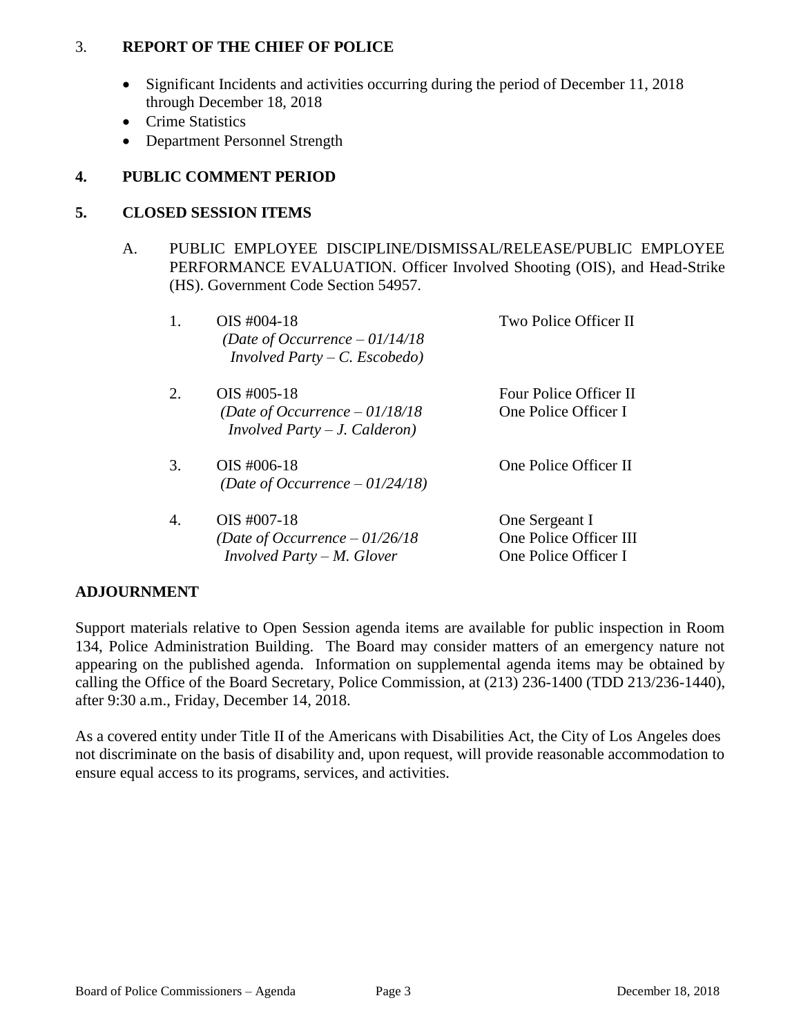3. **REPORT OF THE CHIEF OF POLICE**

- Significant Incidents and activities occurring during the period of December 11, 2018 through December 18, 2018
- Crime Statistics
- Department Personnel Strength

**4. PUBLIC COMMENT PERIOD**

**5. CLOSED SESSION ITEMS**

A. PUBLIC EMPLOYEE DISCIPLINE/DISMISSAL/RELEASE/PUBLIC EMPLOYEE PERFORMANCE EVALUATION. Officer Involved Shooting (OIS), and Head-Strike (HS). Government Code Section 54957.

| | | |
|---|---|---|
| 1. | OIS #004-18 *(Date of Occurrence – 01/14/18 Involved Party – C. Escobedo)* | Two Police Officer II |
| 2. | OIS #005-18 *(Date of Occurrence – 01/18/18 Involved Party – J. Calderon)* | Four Police Officer II<br>One Police Officer I |
| 3. | OIS #006-18 *(Date of Occurrence – 01/24/18)* | One Police Officer II |
| 4. | OIS #007-18 *(Date of Occurrence – 01/26/18 Involved Party – M. Glover* | One Sergeant I<br>One Police Officer III<br>One Police Officer I |

**ADJOURNMENT**

Support materials relative to Open Session agenda items are available for public inspection in Room 134, Police Administration Building. The Board may consider matters of an emergency nature not appearing on the published agenda. Information on supplemental agenda items may be obtained by calling the Office of the Board Secretary, Police Commission, at (213) 236-1400 (TDD 213/236-1440), after 9:30 a.m., Friday, December 14, 2018.

As a covered entity under Title II of the Americans with Disabilities Act, the City of Los Angeles does not discriminate on the basis of disability and, upon request, will provide reasonable accommodation to ensure equal access to its programs, services, and activities.